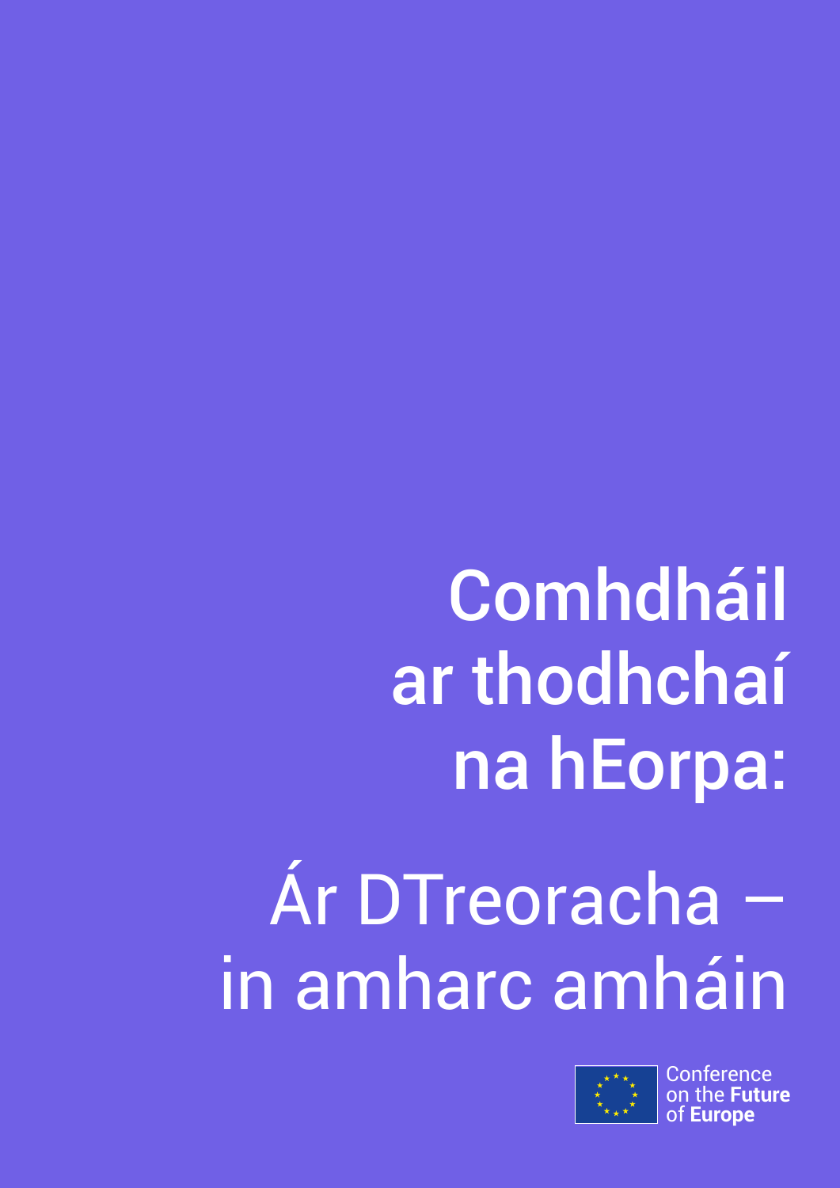# Comhdháil ar thodhchaí na hEorpa:

## Ár DTreoracha – in amharc amháin

Conference on the **Future** of **Europe**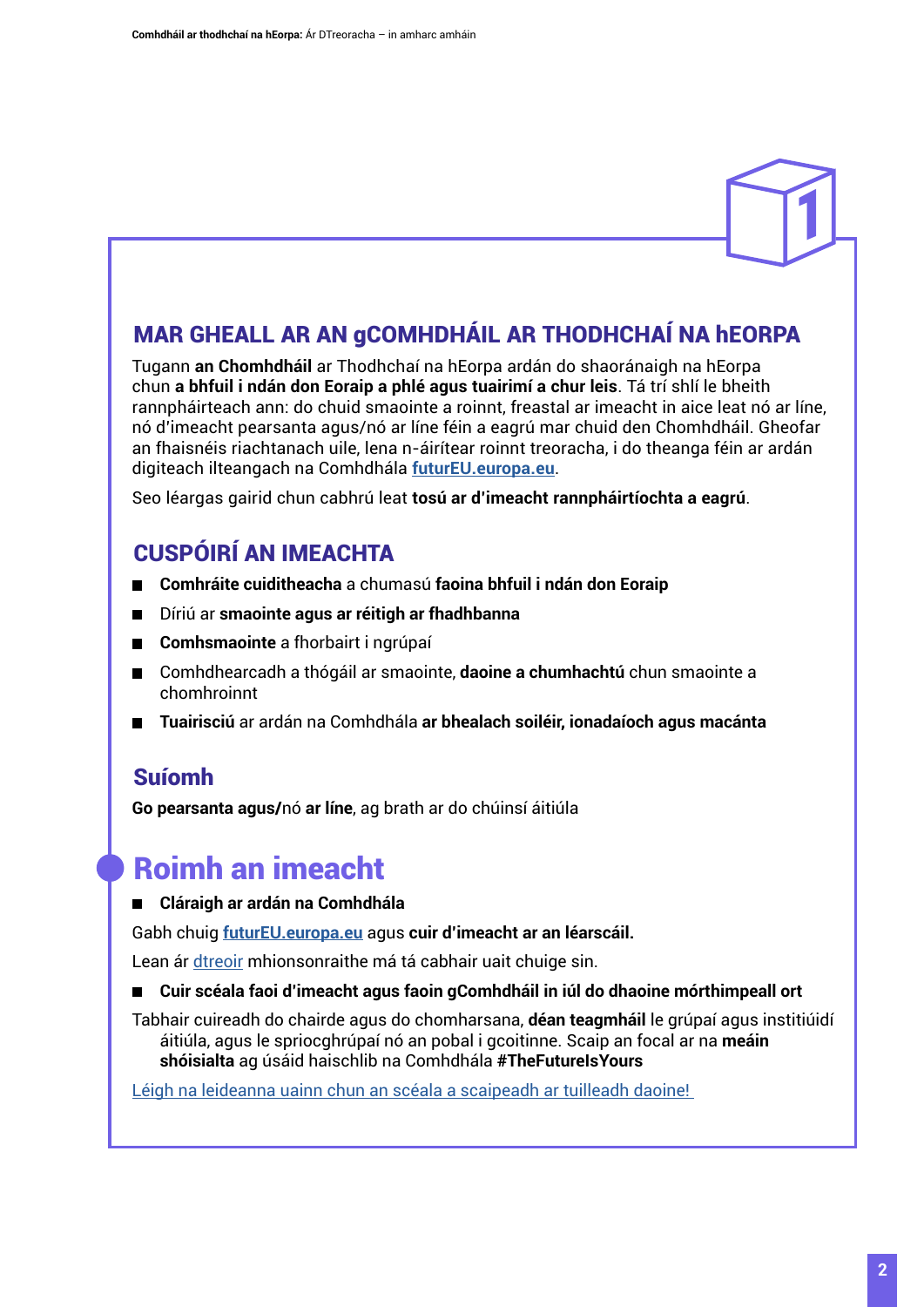## MAR GHEALL AR AN gCOMHDHÁIL AR THODHCHAÍ NA hEORPA

Tugann **an Chomhdháil** ar Thodhchaí na hEorpa ardán do shaoránaigh na hEorpa chun **a bhfuil i ndán don Eoraip a phlé agus tuairimí a chur leis**. Tá trí shlí le bheith rannpháirteach ann: do chuid smaointe a roinnt, freastal ar imeacht in aice leat nó ar líne, nó d'imeacht pearsanta agus/nó ar líne féin a eagrú mar chuid den Chomhdháil. Gheofar an fhaisnéis riachtanach uile, lena n-áirítear roinnt treoracha, i do theanga féin ar ardán digiteach ilteangach na Comhdhála **[futurEU.europa.eu](https://futureu.europa.eu)**.

Seo léargas gairid chun cabhrú leat **tosú ar d'imeacht rannpháirtíochta a eagrú**.

## CUSPÓIRÍ AN IMEACHTA

- **Comhráite cuiditheacha** a chumasú **faoina bhfuil i ndán don Eoraip**
- Díriú ar **smaointe agus ar réitigh ar fhadhbanna**
- **Comhsmaointe** a fhorbairt i ngrúpaí
- Comhdhearcadh a thógáil ar smaointe, **daoine a chumhachtú** chun smaointe a chomhroinnt
- **Tuairisciú** ar ardán na Comhdhála **ar bhealach soiléir, ionadaíoch agus macánta**

## Suíomh

**Go pearsanta agus/**nó **ar líne**, ag brath ar do chúinsí áitiúla

# Roimh an imeacht

- **Cláraigh ar ardán na Comhdhála**

Gabh chuig **[futurEU.europa.eu](https://futureu.europa.eu)** agus **cuir d'imeacht ar an léarscáil.**

Lean ár [dtreoir](#) mhionsonraithe má tá cabhair uait chuige sin.

- **Cuir scéala faoi d'imeacht agus faoin gComhdháil in iúl do dhaoine mórthimpeall ort**

Tabhair cuireadh do chairde agus do chomharsana, **déan teagmháil** le grúpaí agus institiúidí áitiúla, agus le spriocghrúpaí nó an pobal i gcoitinne. Scaip an focal ar na **meáin shóisialta** ag úsáid haischlib na Comhdhála **#TheFutureIsYours**

[Léigh na leideanna uainn chun an scéala a scaipeadh ar tuilleadh daoine!](#)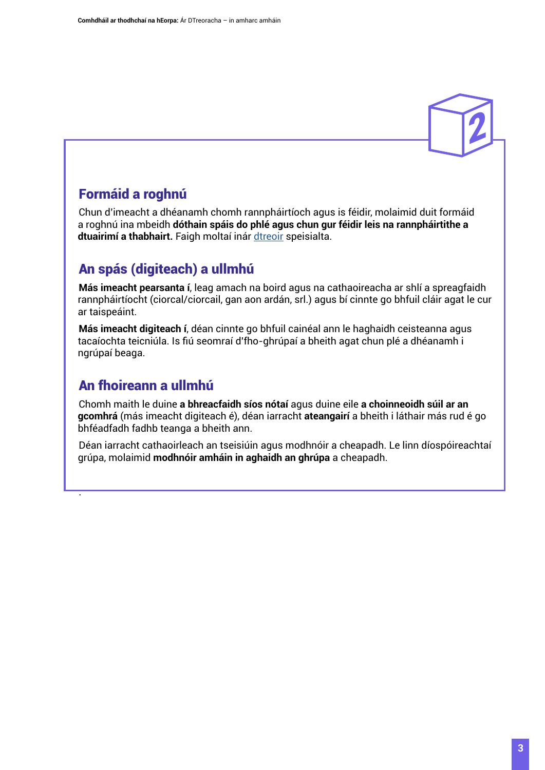## Formáid a roghnú

Chun d'imeacht a dhéanamh chomh rannpháirtíoch agus is féidir, molaimid duit formáid a roghnú ina mbeidh **dóthain spáis do phlé agus chun gur féidir leis na rannpháirtithe a dtuairimí a thabhairt.** Faigh moltaí inár dtreoir speisialta.

## An spás (digiteach) a ullmhú

**Más imeacht pearsanta í**, leag amach na boird agus na cathaoireacha ar shlí a spreagfaidh rannpháirtíocht (ciorcal/ciorcail, gan aon ardán, srl.) agus bí cinnte go bhfuil cláir agat le cur ar taispeáint.

**Más imeacht digiteach í**, déan cinnte go bhfuil cainéal ann le haghaidh ceisteanna agus tacaíochta teicniúla. Is fiú seomraí d'fho-ghrúpaí a bheith agat chun plé a dhéanamh i ngrúpaí beaga.

## An fhoireann a ullmhú

Chomh maith le duine **a bhreacfaidh síos nótaí** agus duine eile **a choinneoidh súil ar an gcomhrá** (más imeacht digiteach é), déan iarracht **ateangairí** a bheith i láthair más rud é go bhféadfadh fadhb teanga a bheith ann.

Déan iarracht cathaoirleach an tseisiúin agus modhnóir a cheapadh. Le linn díospóireachtaí grúpa, molaimid **modhnóir amháin in aghaidh an ghrúpa** a cheapadh.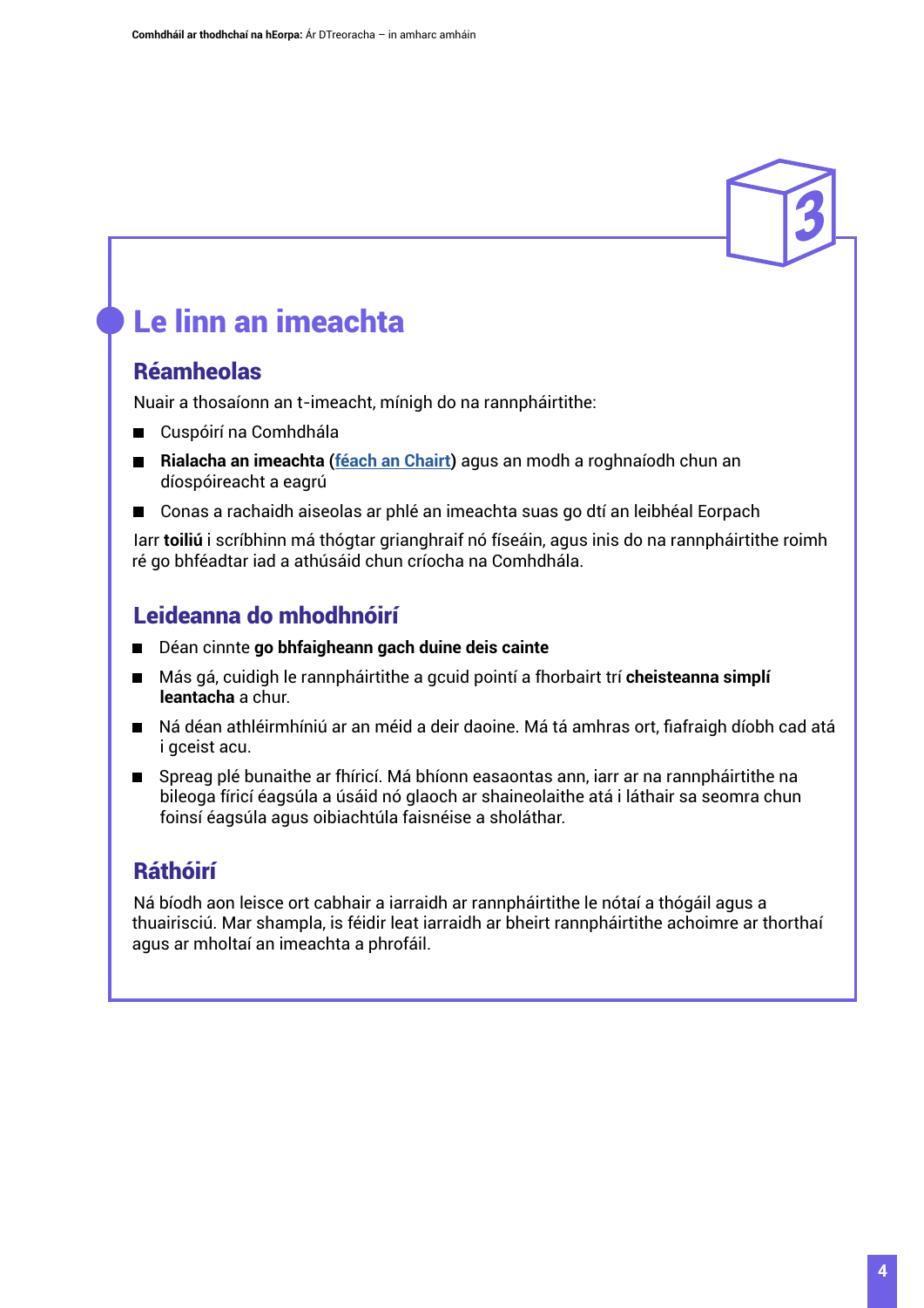## Le linn an imeachta

### Réamheolas

Nuair a thosaíonn an t-imeacht, mínigh do na rannpháirtithe:

- Cuspóirí na Comhdhála
- **Rialacha an imeachta (**[féach an Chairt](#)**)** agus an modh a roghnaíodh chun an díospóireacht a eagrú
- Conas a rachaidh aiseolas ar phlé an imeachta suas go dtí an leibhéal Eorpach

Iarr **toiliú** i scríbhinn má thógtar grianghraif nó físeáin, agus inis do na rannpháirtithe roimh ré go bhféadtar iad a athúsáid chun críocha na Comhdhála.

### Leideanna do mhodhnóirí

- Déan cinnte **go bhfaigheann gach duine deis cainte**
- Más gá, cuidigh le rannpháirtithe a gcuid pointí a fhorbairt trí **cheisteanna simplí leantacha** a chur.
- Ná déan athléirmhíniú ar an méid a deir daoine. Má tá amhras ort, fiafraigh díobh cad atá i gceist acu.
- Spreag plé bunaithe ar fhíricí. Má bhíonn easaontas ann, iarr ar na rannpháirtithe na bileoga fíricí éagsúla a úsáid nó glaoch ar shaineolaithe atá i láthair sa seomra chun foinsí éagsúla agus oibiachtúla faisnéise a sholáthar.

### Ráthóirí

Ná bíodh aon leisce ort cabhair a iarraidh ar rannpháirtithe le nótaí a thógáil agus a thuairisciú. Mar shampla, is féidir leat iarraidh ar bheirt rannpháirtithe achoimre ar thorthaí agus ar mholtaí an imeachta a phrofáil.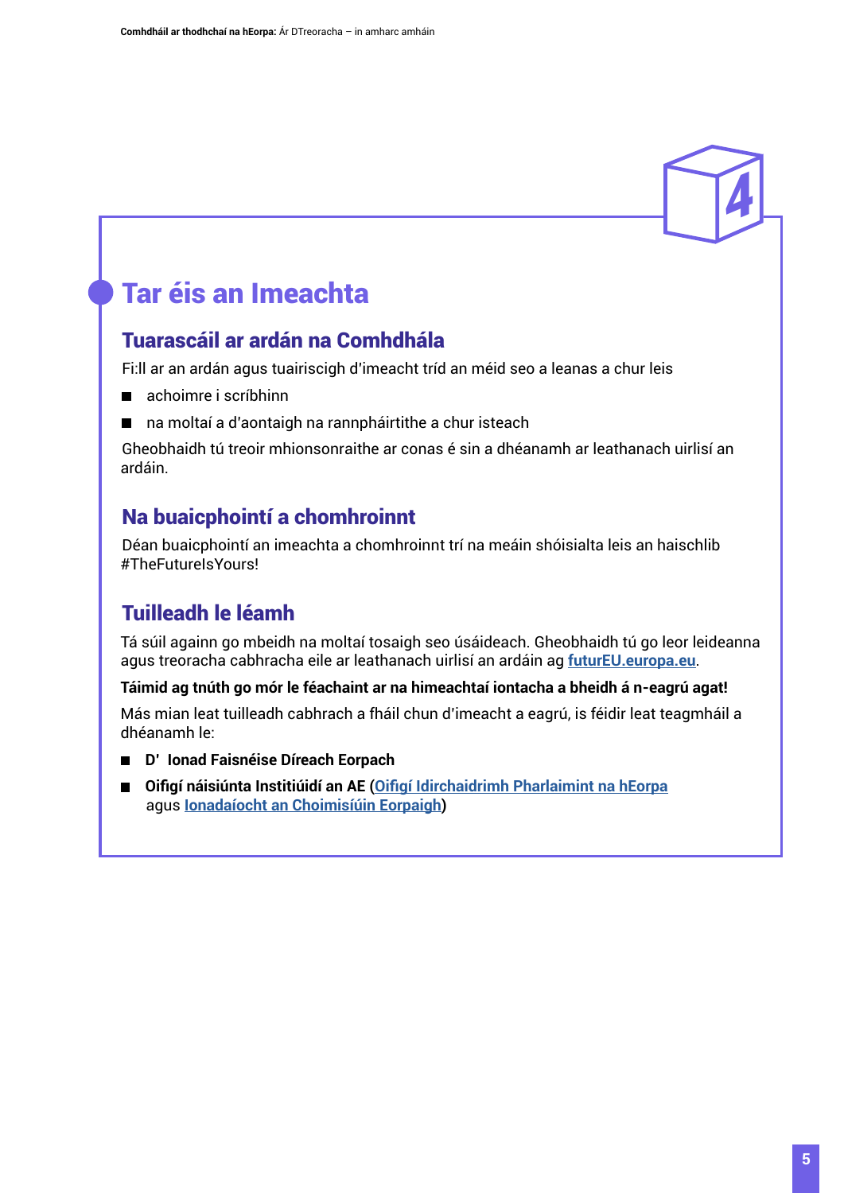# Tar éis an Imeachta

## Tuarascáil ar ardán na Comhdhála

Fi:ll ar an ardán agus tuairiscigh d'imeacht tríd an méid seo a leanas a chur leis

- achoimre i scríbhinn
- na moltaí a d'aontaigh na rannpháirtithe a chur isteach

Gheobhaidh tú treoir mhionsonraithe ar conas é sin a dhéanamh ar leathanach uirlisí an ardáin.

## Na buaicphointí a chomhroinnt

Déan buaicphointí an imeachta a chomhroinnt trí na meáin shóisialta leis an haischlib #TheFutureIsYours!

## Tuilleadh le léamh

Tá súil againn go mbeidh na moltaí tosaigh seo úsáideach. Gheobhaidh tú go leor leideanna agus treoracha cabhracha eile ar leathanach uirlisí an ardáin ag futurEU.europa.eu.

**Táimid ag tnúth go mór le féachaint ar na himeachtaí iontacha a bheidh á n-eagrú agat!**

Más mian leat tuilleadh cabhrach a fháil chun d'imeacht a eagrú, is féidir leat teagmháil a dhéanamh le:

- **D' Ionad Faisnéise Díreach Eorpach**
- **Oifigí náisiúnta Institiúidí an AE (**Oifigí Idirchaidrimh Pharlaimint na hEorpa agus Ionadaíocht an Choimisiúin Eorpaigh**)**